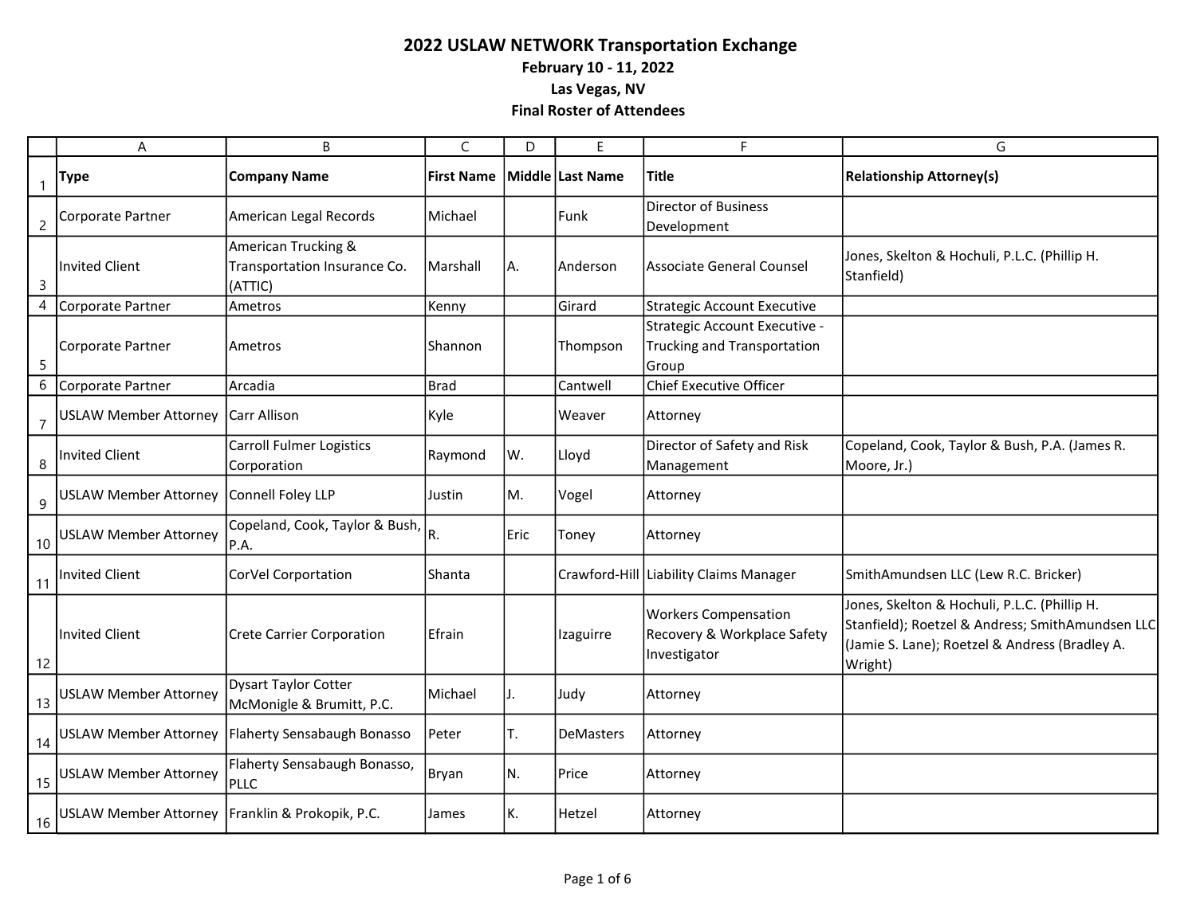# 2022 USLAW NETWORK Transportation Exchange

**February 10 - 11, 2022**

**Las Vegas, NV**

**Final Roster of Attendees**

| | A | B | C | D | E | F | G |
|---|---|---|---|---|---|---|---|
| 1 | **Type** | **Company Name** | **First Name** | **Middle** | **Last Name** | **Title** | **Relationship Attorney(s)** |
| 2 | Corporate Partner | American Legal Records | Michael | | Funk | Director of Business Development | |
| 3 | Invited Client | American Trucking & Transportation Insurance Co. (ATTIC) | Marshall | A. | Anderson | Associate General Counsel | Jones, Skelton & Hochuli, P.L.C. (Phillip H. Stanfield) |
| 4 | Corporate Partner | Ametros | Kenny | | Girard | Strategic Account Executive | |
| 5 | Corporate Partner | Ametros | Shannon | | Thompson | Strategic Account Executive - Trucking and Transportation Group | |
| 6 | Corporate Partner | Arcadia | Brad | | Cantwell | Chief Executive Officer | |
| 7 | USLAW Member Attorney | Carr Allison | Kyle | | Weaver | Attorney | |
| 8 | Invited Client | Carroll Fulmer Logistics Corporation | Raymond | W. | Lloyd | Director of Safety and Risk Management | Copeland, Cook, Taylor & Bush, P.A. (James R. Moore, Jr.) |
| 9 | USLAW Member Attorney | Connell Foley LLP | Justin | M. | Vogel | Attorney | |
| 10 | USLAW Member Attorney | Copeland, Cook, Taylor & Bush, P.A. | R. | Eric | Toney | Attorney | |
| 11 | Invited Client | CorVel Corportation | Shanta | | Crawford-Hill | Liability Claims Manager | SmithAmundsen LLC (Lew R.C. Bricker) |
| 12 | Invited Client | Crete Carrier Corporation | Efrain | | Izaguirre | Workers Compensation Recovery & Workplace Safety Investigator | Jones, Skelton & Hochuli, P.L.C. (Phillip H. Stanfield); Roetzel & Andress; SmithAmundsen LLC (Jamie S. Lane); Roetzel & Andress (Bradley A. Wright) |
| 13 | USLAW Member Attorney | Dysart Taylor Cotter McMonigle & Brumitt, P.C. | Michael | J. | Judy | Attorney | |
| 14 | USLAW Member Attorney | Flaherty Sensabaugh Bonasso | Peter | T. | DeMasters | Attorney | |
| 15 | USLAW Member Attorney | Flaherty Sensabaugh Bonasso, PLLC | Bryan | N. | Price | Attorney | |
| 16 | USLAW Member Attorney | Franklin & Prokopik, P.C. | James | K. | Hetzel | Attorney | |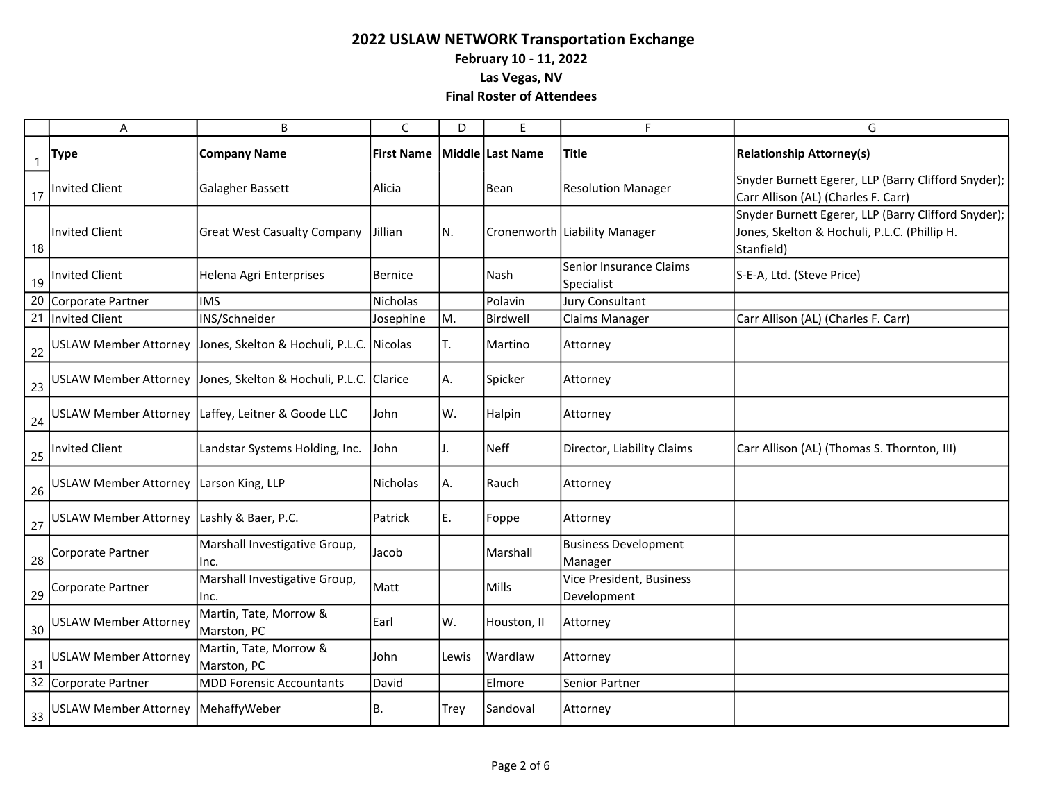# 2022 USLAW NETWORK Transportation Exchange

**February 10 - 11, 2022**

**Las Vegas, NV**

**Final Roster of Attendees**

| | A | B | C | D | E | F | G |
|---|---|---|---|---|---|---|---|
| 1 | **Type** | **Company Name** | **First Name** | **Middle** | **Last Name** | **Title** | **Relationship Attorney(s)** |
| 17 | Invited Client | Galagher Bassett | Alicia | | Bean | Resolution Manager | Snyder Burnett Egerer, LLP (Barry Clifford Snyder); Carr Allison (AL) (Charles F. Carr) |
| 18 | Invited Client | Great West Casualty Company | Jillian | N. | Cronenworth | Liability Manager | Snyder Burnett Egerer, LLP (Barry Clifford Snyder); Jones, Skelton & Hochuli, P.L.C. (Phillip H. Stanfield) |
| 19 | Invited Client | Helena Agri Enterprises | Bernice | | Nash | Senior Insurance Claims Specialist | S-E-A, Ltd. (Steve Price) |
| 20 | Corporate Partner | IMS | Nicholas | | Polavin | Jury Consultant | |
| 21 | Invited Client | INS/Schneider | Josephine | M. | Birdwell | Claims Manager | Carr Allison (AL) (Charles F. Carr) |
| 22 | USLAW Member Attorney | Jones, Skelton & Hochuli, P.L.C. | Nicolas | T. | Martino | Attorney | |
| 23 | USLAW Member Attorney | Jones, Skelton & Hochuli, P.L.C. | Clarice | A. | Spicker | Attorney | |
| 24 | USLAW Member Attorney | Laffey, Leitner & Goode LLC | John | W. | Halpin | Attorney | |
| 25 | Invited Client | Landstar Systems Holding, Inc. | John | J. | Neff | Director, Liability Claims | Carr Allison (AL) (Thomas S. Thornton, III) |
| 26 | USLAW Member Attorney | Larson King, LLP | Nicholas | A. | Rauch | Attorney | |
| 27 | USLAW Member Attorney | Lashly & Baer, P.C. | Patrick | E. | Foppe | Attorney | |
| 28 | Corporate Partner | Marshall Investigative Group, Inc. | Jacob | | Marshall | Business Development Manager | |
| 29 | Corporate Partner | Marshall Investigative Group, Inc. | Matt | | Mills | Vice President, Business Development | |
| 30 | USLAW Member Attorney | Martin, Tate, Morrow & Marston, PC | Earl | W. | Houston, II | Attorney | |
| 31 | USLAW Member Attorney | Martin, Tate, Morrow & Marston, PC | John | Lewis | Wardlaw | Attorney | |
| 32 | Corporate Partner | MDD Forensic Accountants | David | | Elmore | Senior Partner | |
| 33 | USLAW Member Attorney | MehaffyWeber | B. | Trey | Sandoval | Attorney | |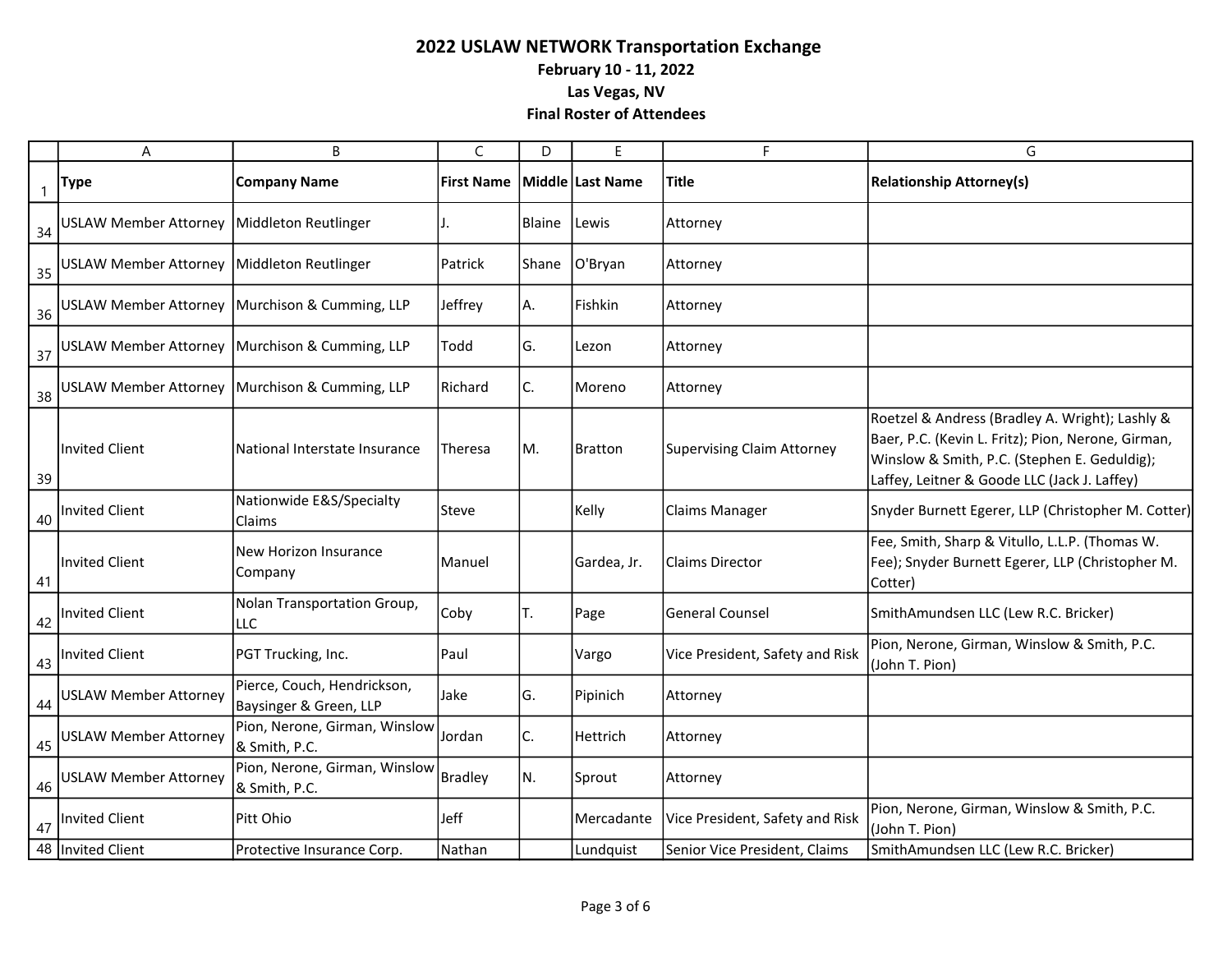# 2022 USLAW NETWORK Transportation Exchange

**February 10 - 11, 2022**

**Las Vegas, NV**

**Final Roster of Attendees**

| | A | B | C | D | E | F | G |
|---|---|---|---|---|---|---|---|
| 1 | **Type** | **Company Name** | **First Name** | **Middle** | **Last Name** | **Title** | **Relationship Attorney(s)** |
| 34 | USLAW Member Attorney | Middleton Reutlinger | J. | Blaine | Lewis | Attorney | |
| 35 | USLAW Member Attorney | Middleton Reutlinger | Patrick | Shane | O'Bryan | Attorney | |
| 36 | USLAW Member Attorney | Murchison & Cumming, LLP | Jeffrey | A. | Fishkin | Attorney | |
| 37 | USLAW Member Attorney | Murchison & Cumming, LLP | Todd | G. | Lezon | Attorney | |
| 38 | USLAW Member Attorney | Murchison & Cumming, LLP | Richard | C. | Moreno | Attorney | |
| 39 | Invited Client | National Interstate Insurance | Theresa | M. | Bratton | Supervising Claim Attorney | Roetzel & Andress (Bradley A. Wright); Lashly & Baer, P.C. (Kevin L. Fritz); Pion, Nerone, Girman, Winslow & Smith, P.C. (Stephen E. Geduldig); Laffey, Leitner & Goode LLC (Jack J. Laffey) |
| 40 | Invited Client | Nationwide E&S/Specialty Claims | Steve | | Kelly | Claims Manager | Snyder Burnett Egerer, LLP (Christopher M. Cotter) |
| 41 | Invited Client | New Horizon Insurance Company | Manuel | | Gardea, Jr. | Claims Director | Fee, Smith, Sharp & Vitullo, L.L.P. (Thomas W. Fee); Snyder Burnett Egerer, LLP (Christopher M. Cotter) |
| 42 | Invited Client | Nolan Transportation Group, LLC | Coby | T. | Page | General Counsel | SmithAmundsen LLC (Lew R.C. Bricker) |
| 43 | Invited Client | PGT Trucking, Inc. | Paul | | Vargo | Vice President, Safety and Risk | Pion, Nerone, Girman, Winslow & Smith, P.C. (John T. Pion) |
| 44 | USLAW Member Attorney | Pierce, Couch, Hendrickson, Baysinger & Green, LLP | Jake | G. | Pipinich | Attorney | |
| 45 | USLAW Member Attorney | Pion, Nerone, Girman, Winslow & Smith, P.C. | Jordan | C. | Hettrich | Attorney | |
| 46 | USLAW Member Attorney | Pion, Nerone, Girman, Winslow & Smith, P.C. | Bradley | N. | Sprout | Attorney | |
| 47 | Invited Client | Pitt Ohio | Jeff | | Mercadante | Vice President, Safety and Risk | Pion, Nerone, Girman, Winslow & Smith, P.C. (John T. Pion) |
| 48 | Invited Client | Protective Insurance Corp. | Nathan | | Lundquist | Senior Vice President, Claims | SmithAmundsen LLC (Lew R.C. Bricker) |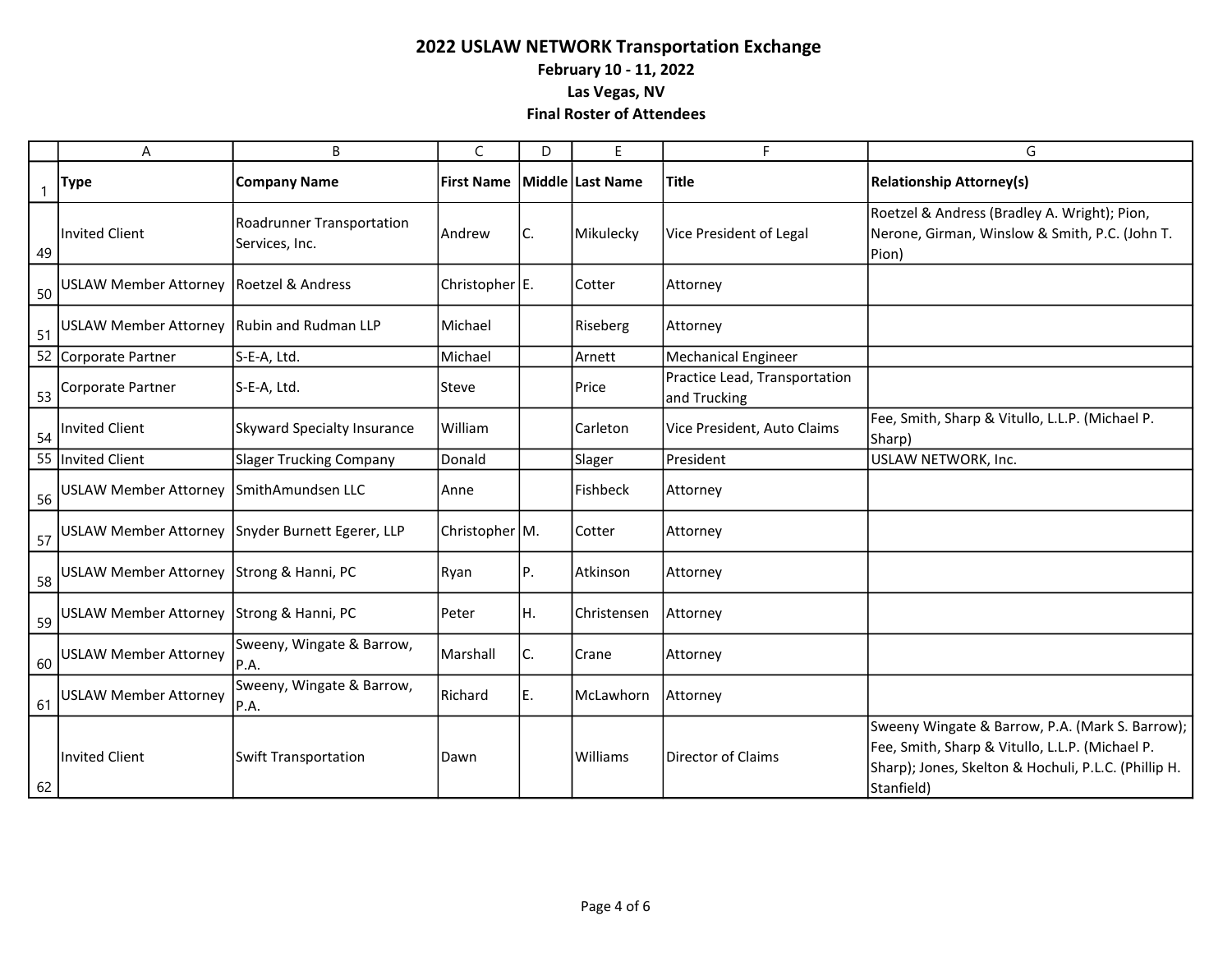## 2022 USLAW NETWORK Transportation Exchange

**February 10 - 11, 2022**

**Las Vegas, NV**

**Final Roster of Attendees**

| | A | B | C | D | E | F | G |
|---|---|---|---|---|---|---|---|
| 1 | **Type** | **Company Name** | **First Name** | **Middle** | **Last Name** | **Title** | **Relationship Attorney(s)** |
| 49 | Invited Client | Roadrunner Transportation Services, Inc. | Andrew | C. | Mikulecky | Vice President of Legal | Roetzel & Andress (Bradley A. Wright); Pion, Nerone, Girman, Winslow & Smith, P.C. (John T. Pion) |
| 50 | USLAW Member Attorney | Roetzel & Andress | Christopher | E. | Cotter | Attorney | |
| 51 | USLAW Member Attorney | Rubin and Rudman LLP | Michael | | Riseberg | Attorney | |
| 52 | Corporate Partner | S-E-A, Ltd. | Michael | | Arnett | Mechanical Engineer | |
| 53 | Corporate Partner | S-E-A, Ltd. | Steve | | Price | Practice Lead, Transportation and Trucking | |
| 54 | Invited Client | Skyward Specialty Insurance | William | | Carleton | Vice President, Auto Claims | Fee, Smith, Sharp & Vitullo, L.L.P. (Michael P. Sharp) |
| 55 | Invited Client | Slager Trucking Company | Donald | | Slager | President | USLAW NETWORK, Inc. |
| 56 | USLAW Member Attorney | SmithAmundsen LLC | Anne | | Fishbeck | Attorney | |
| 57 | USLAW Member Attorney | Snyder Burnett Egerer, LLP | Christopher | M. | Cotter | Attorney | |
| 58 | USLAW Member Attorney | Strong & Hanni, PC | Ryan | P. | Atkinson | Attorney | |
| 59 | USLAW Member Attorney | Strong & Hanni, PC | Peter | H. | Christensen | Attorney | |
| 60 | USLAW Member Attorney | Sweeny, Wingate & Barrow, P.A. | Marshall | C. | Crane | Attorney | |
| 61 | USLAW Member Attorney | Sweeny, Wingate & Barrow, P.A. | Richard | E. | McLawhorn | Attorney | |
| 62 | Invited Client | Swift Transportation | Dawn | | Williams | Director of Claims | Sweeny Wingate & Barrow, P.A. (Mark S. Barrow); Fee, Smith, Sharp & Vitullo, L.L.P. (Michael P. Sharp); Jones, Skelton & Hochuli, P.L.C. (Phillip H. Stanfield) |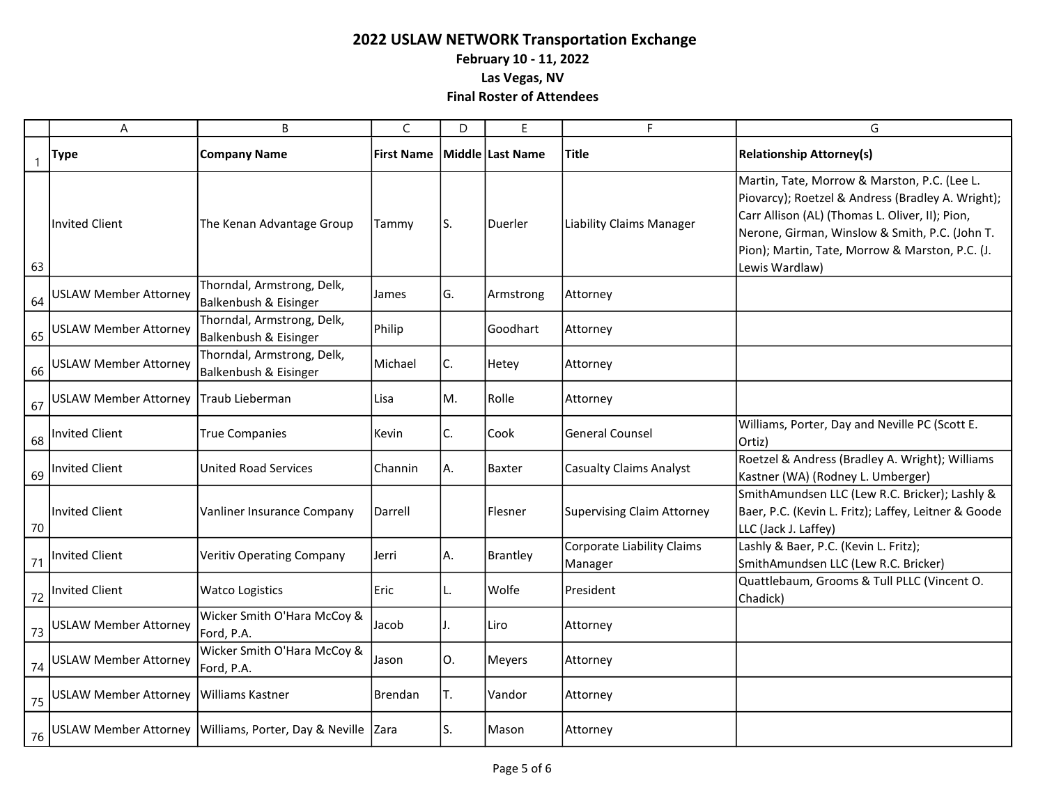# 2022 USLAW NETWORK Transportation Exchange

**February 10 - 11, 2022**

**Las Vegas, NV**

**Final Roster of Attendees**

| | A | B | C | D | E | F | G |
|---|---|---|---|---|---|---|---|
| 1 | **Type** | **Company Name** | **First Name** | **Middle** | **Last Name** | **Title** | **Relationship Attorney(s)** |
| 63 | Invited Client | The Kenan Advantage Group | Tammy | S. | Duerler | Liability Claims Manager | Martin, Tate, Morrow & Marston, P.C. (Lee L. Piovarcy); Roetzel & Andress (Bradley A. Wright); Carr Allison (AL) (Thomas L. Oliver, II); Pion, Nerone, Girman, Winslow & Smith, P.C. (John T. Pion); Martin, Tate, Morrow & Marston, P.C. (J. Lewis Wardlaw) |
| 64 | USLAW Member Attorney | Thorndal, Armstrong, Delk, Balkenbush & Eisinger | James | G. | Armstrong | Attorney | |
| 65 | USLAW Member Attorney | Thorndal, Armstrong, Delk, Balkenbush & Eisinger | Philip | | Goodhart | Attorney | |
| 66 | USLAW Member Attorney | Thorndal, Armstrong, Delk, Balkenbush & Eisinger | Michael | C. | Hetey | Attorney | |
| 67 | USLAW Member Attorney | Traub Lieberman | Lisa | M. | Rolle | Attorney | |
| 68 | Invited Client | True Companies | Kevin | C. | Cook | General Counsel | Williams, Porter, Day and Neville PC (Scott E. Ortiz) |
| 69 | Invited Client | United Road Services | Channin | A. | Baxter | Casualty Claims Analyst | Roetzel & Andress (Bradley A. Wright); Williams Kastner (WA) (Rodney L. Umberger) |
| 70 | Invited Client | Vanliner Insurance Company | Darrell | | Flesner | Supervising Claim Attorney | SmithAmundsen LLC (Lew R.C. Bricker); Lashly & Baer, P.C. (Kevin L. Fritz); Laffey, Leitner & Goode LLC (Jack J. Laffey) |
| 71 | Invited Client | Veritiv Operating Company | Jerri | A. | Brantley | Corporate Liability Claims Manager | Lashly & Baer, P.C. (Kevin L. Fritz); SmithAmundsen LLC (Lew R.C. Bricker) |
| 72 | Invited Client | Watco Logistics | Eric | L. | Wolfe | President | Quattlebaum, Grooms & Tull PLLC (Vincent O. Chadick) |
| 73 | USLAW Member Attorney | Wicker Smith O'Hara McCoy & Ford, P.A. | Jacob | J. | Liro | Attorney | |
| 74 | USLAW Member Attorney | Wicker Smith O'Hara McCoy & Ford, P.A. | Jason | O. | Meyers | Attorney | |
| 75 | USLAW Member Attorney | Williams Kastner | Brendan | T. | Vandor | Attorney | |
| 76 | USLAW Member Attorney | Williams, Porter, Day & Neville | Zara | S. | Mason | Attorney | |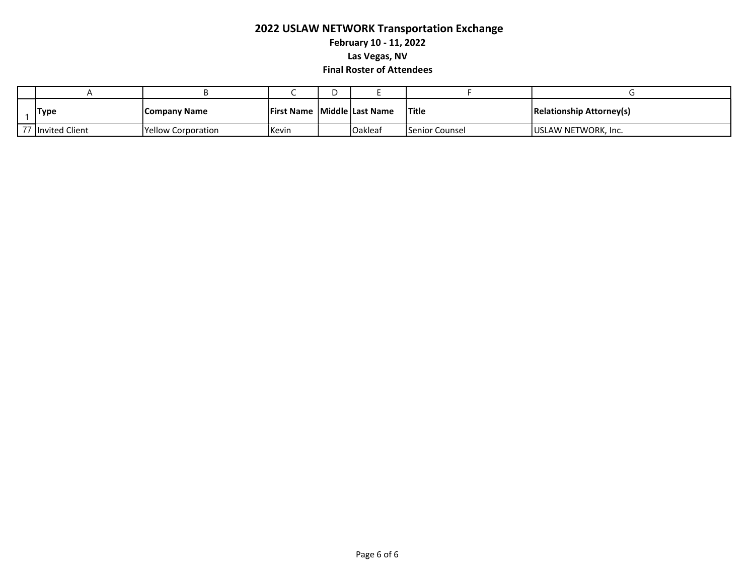# 2022 USLAW NETWORK Transportation Exchange

**February 10 - 11, 2022**

**Las Vegas, NV**

**Final Roster of Attendees**

| | A | B | C | D | E | F | G |
|---|---|---|---|---|---|---|---|
| 1 | **Type** | **Company Name** | **First Name** | **Middle** | **Last Name** | **Title** | **Relationship Attorney(s)** |
| 77 | Invited Client | Yellow Corporation | Kevin | | Oakleaf | Senior Counsel | USLAW NETWORK, Inc. |